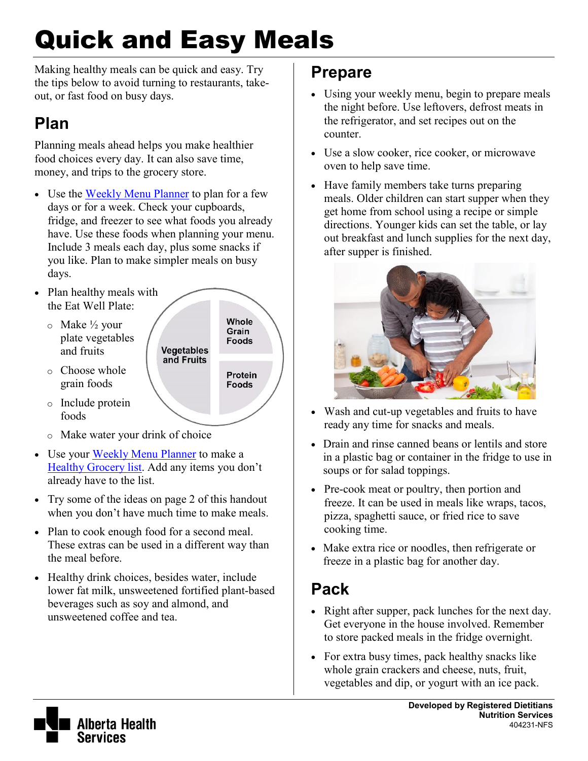# Quick and Easy Meals

Making healthy meals can be quick and easy. Try the tips below to avoid turning to restaurants, take-out, or fast food on busy days.

## Plan

Planning meals ahead helps you make healthier food choices every day. It can also save time, money, and trips to the grocery store.

- Use the Weekly Menu Planner to plan for a few days or for a week. Check your cupboards, fridge, and freezer to see what foods you already have. Use these foods when planning your menu. Include 3 meals each day, plus some snacks if you like. Plan to make simpler meals on busy days.
- Plan healthy meals with the Eat Well Plate:
  - Make ½ your plate vegetables and fruits
  - Choose whole grain foods
  - Include protein foods
  - Make water your drink of choice

Vegetables and Fruits | Whole Grain Foods | Protein Foods

- Use your Weekly Menu Planner to make a Healthy Grocery list. Add any items you don't already have to the list.
- Try some of the ideas on page 2 of this handout when you don't have much time to make meals.
- Plan to cook enough food for a second meal. These extras can be used in a different way than the meal before.
- Healthy drink choices, besides water, include lower fat milk, unsweetened fortified plant-based beverages such as soy and almond, and unsweetened coffee and tea.

## Prepare

- Using your weekly menu, begin to prepare meals the night before. Use leftovers, defrost meats in the refrigerator, and set recipes out on the counter.
- Use a slow cooker, rice cooker, or microwave oven to help save time.
- Have family members take turns preparing meals. Older children can start supper when they get home from school using a recipe or simple directions. Younger kids can set the table, or lay out breakfast and lunch supplies for the next day, after supper is finished.
- Wash and cut-up vegetables and fruits to have ready any time for snacks and meals.
- Drain and rinse canned beans or lentils and store in a plastic bag or container in the fridge to use in soups or for salad toppings.
- Pre-cook meat or poultry, then portion and freeze. It can be used in meals like wraps, tacos, pizza, spaghetti sauce, or fried rice to save cooking time.
- Make extra rice or noodles, then refrigerate or freeze in a plastic bag for another day.

## Pack

- Right after supper, pack lunches for the next day. Get everyone in the house involved. Remember to store packed meals in the fridge overnight.
- For extra busy times, pack healthy snacks like whole grain crackers and cheese, nuts, fruit, vegetables and dip, or yogurt with an ice pack.

Alberta Health Services

**Developed by Registered Dietitians**
**Nutrition Services**
404231-NFS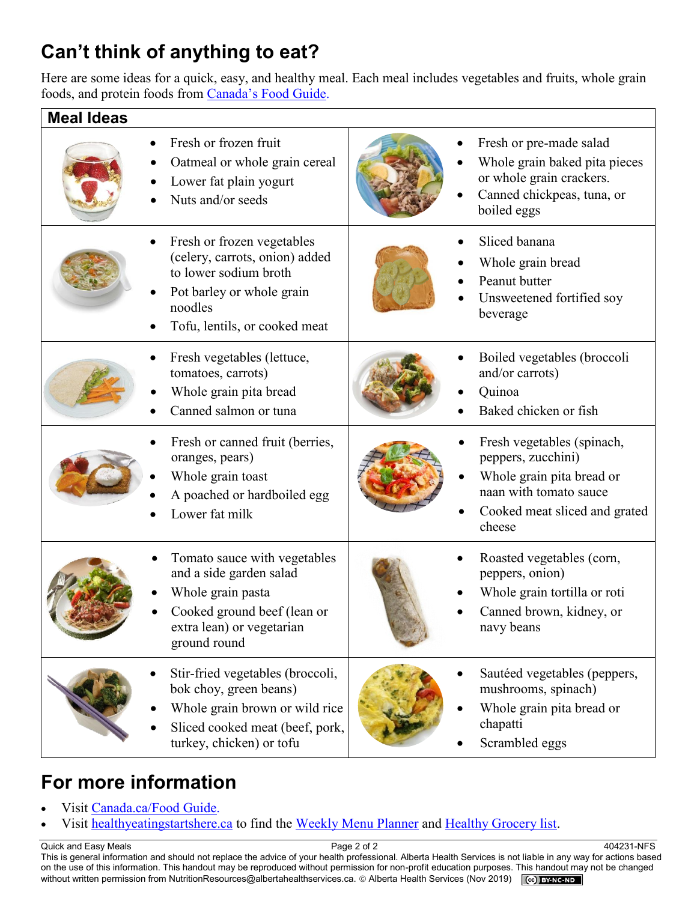## Can't think of anything to eat?

Here are some ideas for a quick, easy, and healthy meal. Each meal includes vegetables and fruits, whole grain foods, and protein foods from Canada's Food Guide.

### Meal Ideas

- Fresh or frozen fruit
- Oatmeal or whole grain cereal
- Lower fat plain yogurt
- Nuts and/or seeds

---

- Fresh or pre-made salad
- Whole grain baked pita pieces or whole grain crackers.
- Canned chickpeas, tuna, or boiled eggs

---

- Fresh or frozen vegetables (celery, carrots, onion) added to lower sodium broth
- Pot barley or whole grain noodles
- Tofu, lentils, or cooked meat

---

- Sliced banana
- Whole grain bread
- Peanut butter
- Unsweetened fortified soy beverage

---

- Fresh vegetables (lettuce, tomatoes, carrots)
- Whole grain pita bread
- Canned salmon or tuna

---

- Boiled vegetables (broccoli and/or carrots)
- Quinoa
- Baked chicken or fish

---

- Fresh or canned fruit (berries, oranges, pears)
- Whole grain toast
- A poached or hardboiled egg
- Lower fat milk

---

- Fresh vegetables (spinach, peppers, zucchini)
- Whole grain pita bread or naan with tomato sauce
- Cooked meat sliced and grated cheese

---

- Tomato sauce with vegetables and a side garden salad
- Whole grain pasta
- Cooked ground beef (lean or extra lean) or vegetarian ground round

---

- Roasted vegetables (corn, peppers, onion)
- Whole grain tortilla or roti
- Canned brown, kidney, or navy beans

---

- Stir-fried vegetables (broccoli, bok choy, green beans)
- Whole grain brown or wild rice
- Sliced cooked meat (beef, pork, turkey, chicken) or tofu

---

- Sautéed vegetables (peppers, mushrooms, spinach)
- Whole grain pita bread or chapatti
- Scrambled eggs

## For more information

- Visit Canada.ca/Food Guide.
- Visit healthyeatingstartshere.ca to find the Weekly Menu Planner and Healthy Grocery list.

Quick and Easy Meals 404231-NFS

This is general information and should not replace the advice of your health professional. Alberta Health Services is not liable in any way for actions based on the use of this information. This handout may be reproduced without permission for non-profit education purposes. This handout may not be changed without written permission from NutritionResources@albertahealthservices.ca. © Alberta Health Services (Nov 2019)